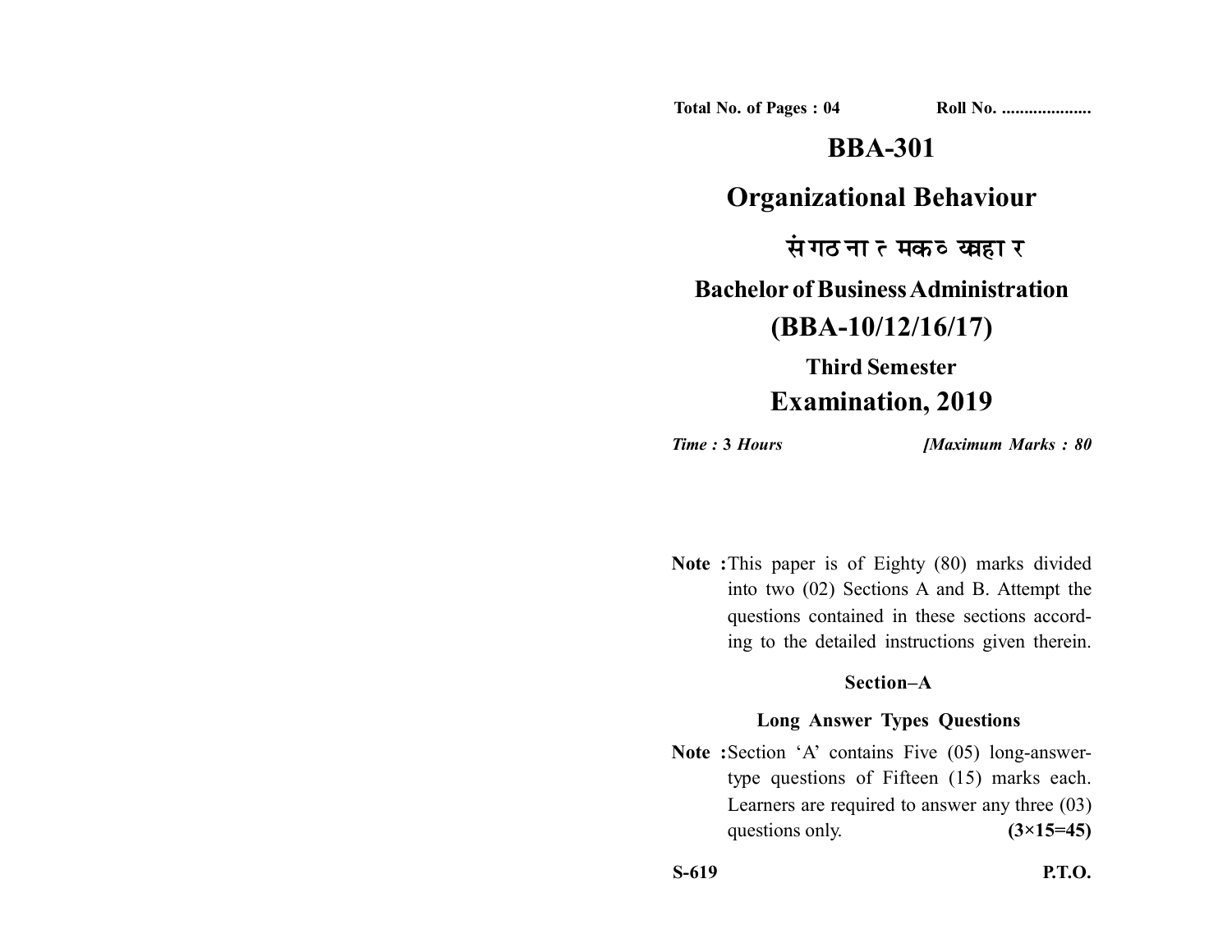**Total No. of Pages : 04** **Roll No. ....................**

# BBA-301

## Organizational Behaviour

## संगठनात्मक व्यवहार

## Bachelor of Business Administration

## (BBA-10/12/16/17)

### Third Semester

## Examination, 2019

*Time :* **3** *Hours* *[Maximum Marks : 80*

**Note :** This paper is of Eighty (80) marks divided into two (02) Sections A and B. Attempt the questions contained in these sections according to the detailed instructions given therein.

### Section–A

### Long Answer Types Questions

**Note :** Section 'A' contains Five (05) long-answer-type questions of Fifteen (15) marks each. Learners are required to answer any three (03) questions only. **(3×15=45)**

**S-619** **P.T.O.**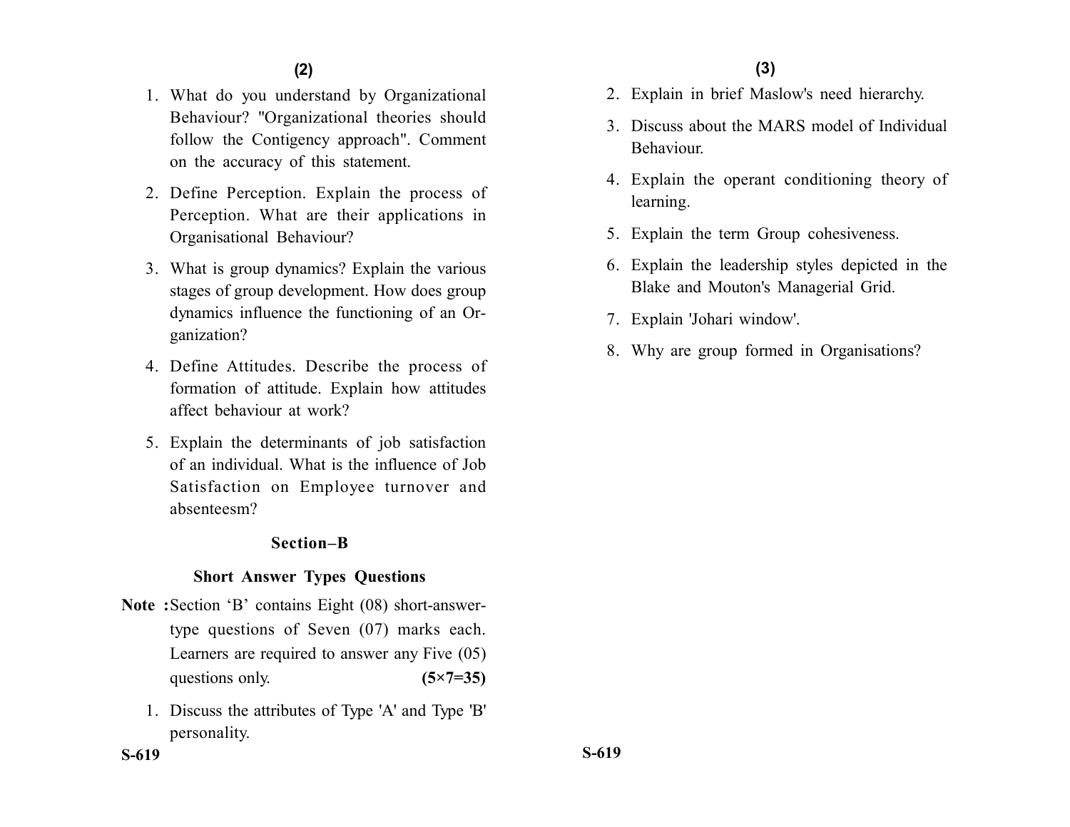1. What do you understand by Organizational Behaviour? "Organizational theories should follow the Contigency approach". Comment on the accuracy of this statement.
2. Define Perception. Explain the process of Perception. What are their applications in Organisational Behaviour?
3. What is group dynamics? Explain the various stages of group development. How does group dynamics influence the functioning of an Organization?
4. Define Attitudes. Describe the process of formation of attitude. Explain how attitudes affect behaviour at work?
5. Explain the determinants of job satisfaction of an individual. What is the influence of Job Satisfaction on Employee turnover and absenteesm?

## Section–B

### Short Answer Types Questions

**Note :** Section 'B' contains Eight (08) short-answer-type questions of Seven (07) marks each. Learners are required to answer any Five (05) questions only. **(5×7=35)**

1. Discuss the attributes of Type 'A' and Type 'B' personality.
2. Explain in brief Maslow's need hierarchy.
3. Discuss about the MARS model of Individual Behaviour.
4. Explain the operant conditioning theory of learning.
5. Explain the term Group cohesiveness.
6. Explain the leadership styles depicted in the Blake and Mouton's Managerial Grid.
7. Explain 'Johari window'.
8. Why are group formed in Organisations?